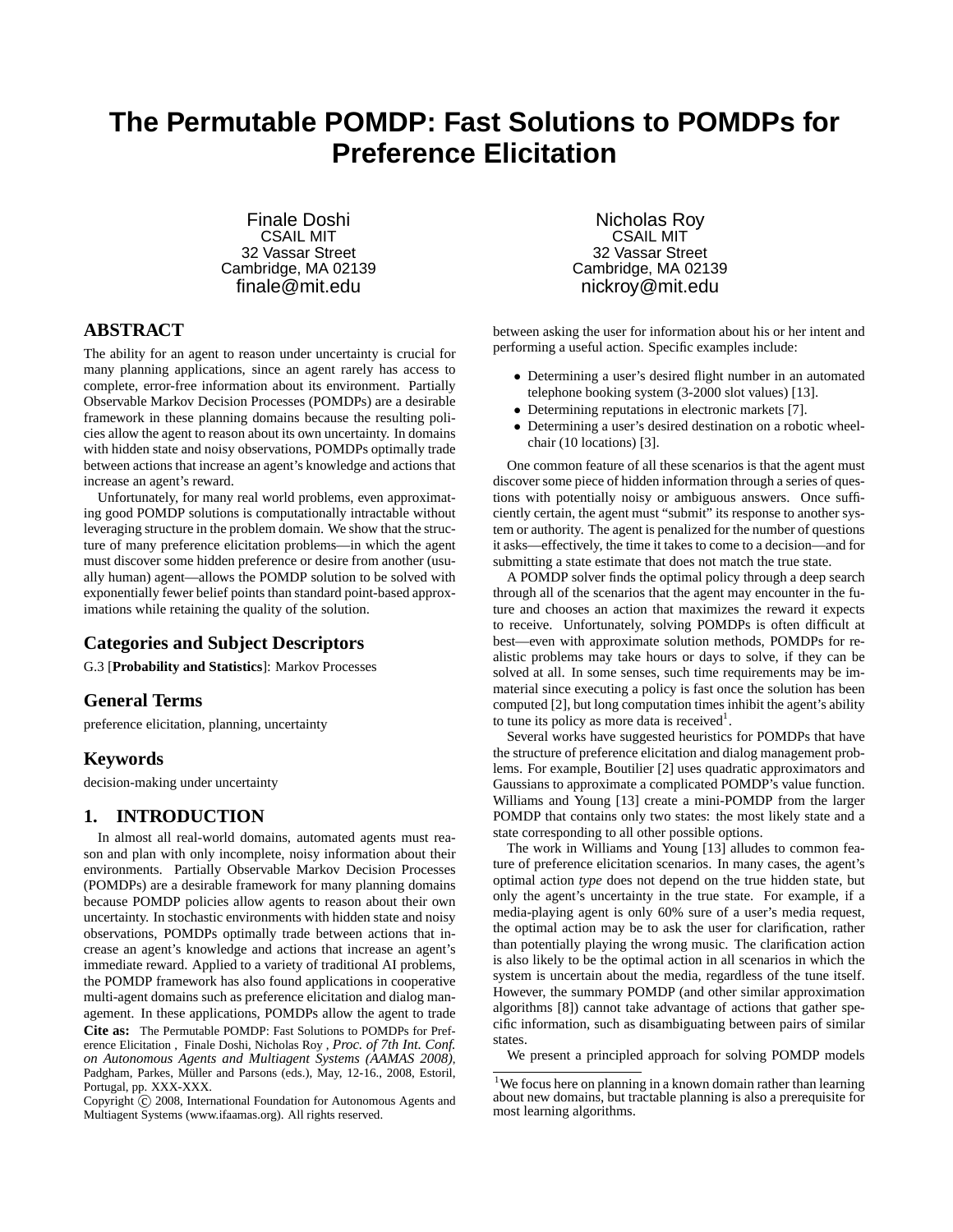# The Permutable POMDP: Fast Solutions to POMDPs for Preference Elicitation

Finale Doshi
CSAIL MIT
32 Vassar Street
Cambridge, MA 02139
finale@mit.edu

Nicholas Roy
CSAIL MIT
32 Vassar Street
Cambridge, MA 02139
nickroy@mit.edu

## ABSTRACT

The ability for an agent to reason under uncertainty is crucial for many planning applications, since an agent rarely has access to complete, error-free information about its environment. Partially Observable Markov Decision Processes (POMDPs) are a desirable framework in these planning domains because the resulting policies allow the agent to reason about its own uncertainty. In domains with hidden state and noisy observations, POMDPs optimally trade between actions that increase an agent's knowledge and actions that increase an agent's reward.

Unfortunately, for many real world problems, even approximating good POMDP solutions is computationally intractable without leveraging structure in the problem domain. We show that the structure of many preference elicitation problems—in which the agent must discover some hidden preference or desire from another (usually human) agent—allows the POMDP solution to be solved with exponentially fewer belief points than standard point-based approximations while retaining the quality of the solution.

### Categories and Subject Descriptors

G.3 [**Probability and Statistics**]: Markov Processes

### General Terms

preference elicitation, planning, uncertainty

### Keywords

decision-making under uncertainty

## 1. INTRODUCTION

In almost all real-world domains, automated agents must reason and plan with only incomplete, noisy information about their environments. Partially Observable Markov Decision Processes (POMDPs) are a desirable framework for many planning domains because POMDP policies allow agents to reason about their own uncertainty. In stochastic environments with hidden state and noisy observations, POMDPs optimally trade between actions that increase an agent's knowledge and actions that increase an agent's immediate reward. Applied to a variety of traditional AI problems, the POMDP framework has also found applications in cooperative multi-agent domains such as preference elicitation and dialog management. In these applications, POMDPs allow the agent to trade between asking the user for information about his or her intent and performing a useful action. Specific examples include:

- Determining a user's desired flight number in an automated telephone booking system (3-2000 slot values) [13].
- Determining reputations in electronic markets [7].
- Determining a user's desired destination on a robotic wheelchair (10 locations) [3].

One common feature of all these scenarios is that the agent must discover some piece of hidden information through a series of questions with potentially noisy or ambiguous answers. Once sufficiently certain, the agent must "submit" its response to another system or authority. The agent is penalized for the number of questions it asks—effectively, the time it takes to come to a decision—and for submitting a state estimate that does not match the true state.

A POMDP solver finds the optimal policy through a deep search through all of the scenarios that the agent may encounter in the future and chooses an action that maximizes the reward it expects to receive. Unfortunately, solving POMDPs is often difficult at best—even with approximate solution methods, POMDPs for realistic problems may take hours or days to solve, if they can be solved at all. In some senses, such time requirements may be immaterial since executing a policy is fast once the solution has been computed [2], but long computation times inhibit the agent's ability to tune its policy as more data is received[1].

Several works have suggested heuristics for POMDPs that have the structure of preference elicitation and dialog management problems. For example, Boutilier [2] uses quadratic approximators and Gaussians to approximate a complicated POMDP's value function. Williams and Young [13] create a mini-POMDP from the larger POMDP that contains only two states: the most likely state and a state corresponding to all other possible options.

The work in Williams and Young [13] alludes to common feature of preference elicitation scenarios. In many cases, the agent's optimal action *type* does not depend on the true hidden state, but only the agent's uncertainty in the true state. For example, if a media-playing agent is only 60% sure of a user's media request, the optimal action may be to ask the user for clarification, rather than potentially playing the wrong music. The clarification action is also likely to be the optimal action in all scenarios in which the system is uncertain about the media, regardless of the tune itself. However, the summary POMDP (and other similar approximation algorithms [8]) cannot take advantage of actions that gather specific information, such as disambiguating between pairs of similar states.

We present a principled approach for solving POMDP models

[1]We focus here on planning in a known domain rather than learning about new domains, but tractable planning is also a prerequisite for most learning algorithms.

**Cite as:** The Permutable POMDP: Fast Solutions to POMDPs for Preference Elicitation , Finale Doshi, Nicholas Roy , *Proc. of 7th Int. Conf. on Autonomous Agents and Multiagent Systems (AAMAS 2008)*, Padgham, Parkes, Müller and Parsons (eds.), May, 12-16., 2008, Estoril, Portugal, pp. XXX-XXX.
Copyright © 2008, International Foundation for Autonomous Agents and Multiagent Systems (www.ifaamas.org). All rights reserved.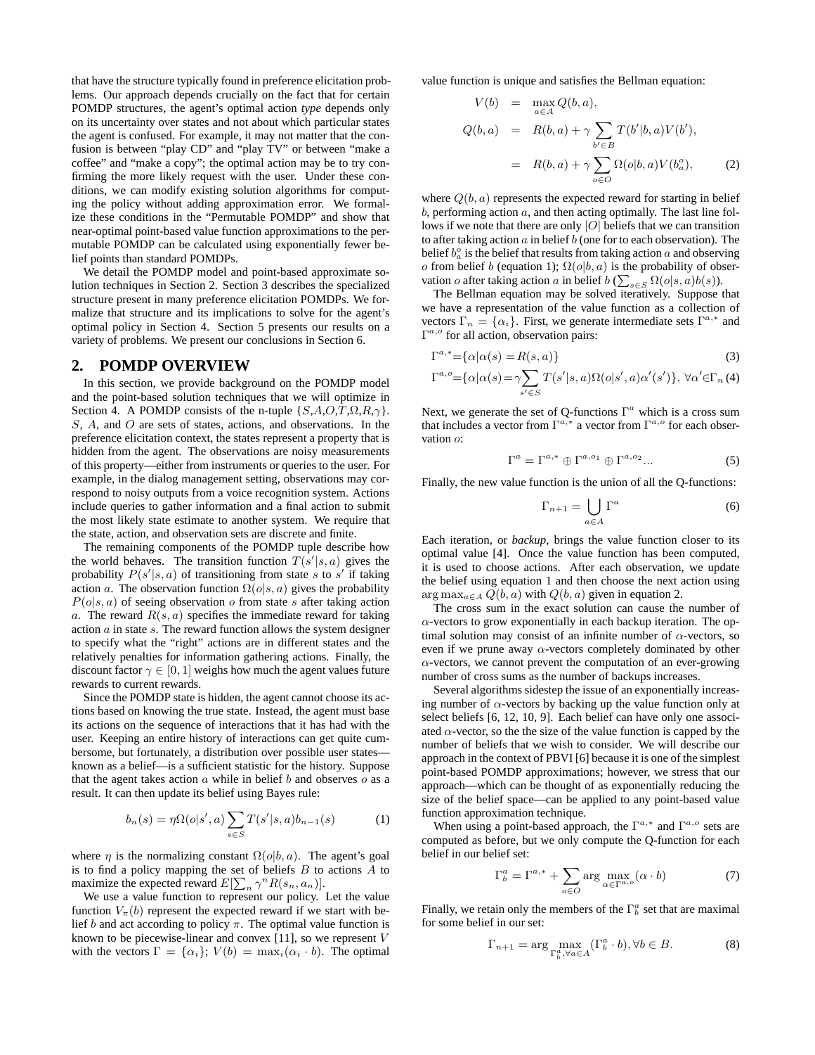that have the structure typically found in preference elicitation problems. Our approach depends crucially on the fact that for certain POMDP structures, the agent's optimal action *type* depends only on its uncertainty over states and not about which particular states the agent is confused. For example, it may not matter that the confusion is between "play CD" and "play TV" or between "make a coffee" and "make a copy"; the optimal action may be to try confirming the more likely request with the user. Under these conditions, we can modify existing solution algorithms for computing the policy without adding approximation error. We formalize these conditions in the "Permutable POMDP" and show that near-optimal point-based value function approximations to the permutable POMDP can be calculated using exponentially fewer belief points than standard POMDPs.

We detail the POMDP model and point-based approximate solution techniques in Section 2. Section 3 describes the specialized structure present in many preference elicitation POMDPs. We formalize that structure and its implications to solve for the agent's optimal policy in Section 4. Section 5 presents our results on a variety of problems. We present our conclusions in Section 6.

## 2. POMDP OVERVIEW

In this section, we provide background on the POMDP model and the point-based solution techniques that we will optimize in Section 4. A POMDP consists of the n-tuple $\{S,A,O,T,\Omega,R,\gamma\}$. $S$, $A$, and $O$ are sets of states, actions, and observations. In the preference elicitation context, the states represent a property that is hidden from the agent. The observations are noisy measurements of this property—either from instruments or queries to the user. For example, in the dialog management setting, observations may correspond to noisy outputs from a voice recognition system. Actions include queries to gather information and a final action to submit the most likely state estimate to another system. We require that the state, action, and observation sets are discrete and finite.

The remaining components of the POMDP tuple describe how the world behaves. The transition function $T(s'|s,a)$ gives the probability $P(s'|s,a)$ of transitioning from state $s$ to $s'$ if taking action $a$. The observation function $\Omega(o|s,a)$ gives the probability $P(o|s,a)$ of seeing observation $o$ from state $s$ after taking action $a$. The reward $R(s,a)$ specifies the immediate reward for taking action $a$ in state $s$. The reward function allows the system designer to specify what the "right" actions are in different states and the relatively penalties for information gathering actions. Finally, the discount factor $\gamma \in [0,1]$ weighs how much the agent values future rewards to current rewards.

Since the POMDP state is hidden, the agent cannot choose its actions based on knowing the true state. Instead, the agent must base its actions on the sequence of interactions that it has had with the user. Keeping an entire history of interactions can get quite cumbersome, but fortunately, a distribution over possible user states—known as a belief—is a sufficient statistic for the history. Suppose that the agent takes action $a$ while in belief $b$ and observes $o$ as a result. It can then update its belief using Bayes rule:

$$b_n(s) = \eta\Omega(o|s',a)\sum_{s\in S} T(s'|s,a)b_{n-1}(s) \tag{1}$$

where $\eta$ is the normalizing constant $\Omega(o|b,a)$. The agent's goal is to find a policy mapping the set of beliefs $B$ to actions $A$ to maximize the expected reward $E[\sum_n \gamma^n R(s_n,a_n)]$.

We use a value function to represent our policy. Let the value function $V_\pi(b)$ represent the expected reward if we start with belief $b$ and act according to policy $\pi$. The optimal value function is known to be piecewise-linear and convex [11], so we represent $V$ with the vectors $\Gamma = \{\alpha_i\}$; $V(b) = \max_i(\alpha_i \cdot b)$. The optimal value function is unique and satisfies the Bellman equation:

$$\begin{aligned}
V(b) &= \max_{a\in A} Q(b,a), \\
Q(b,a) &= R(b,a) + \gamma\sum_{b'\in B} T(b'|b,a)V(b'), \\
&= R(b,a) + \gamma\sum_{o\in O}\Omega(o|b,a)V(b_a^o),
\end{aligned} \tag{2}$$

where $Q(b,a)$ represents the expected reward for starting in belief $b$, performing action $a$, and then acting optimally. The last line follows if we note that there are only $|O|$ beliefs that we can transition to after taking action $a$ in belief $b$ (one for to each observation). The belief $b_a^o$ is the belief that results from taking action $a$ and observing $o$ from belief $b$ (equation 1); $\Omega(o|b,a)$ is the probability of observation $o$ after taking action $a$ in belief $b$ ($\sum_{s\in S}\Omega(o|s,a)b(s)$).

The Bellman equation may be solved iteratively. Suppose that we have a representation of the value function as a collection of vectors $\Gamma_n = \{\alpha_i\}$. First, we generate intermediate sets $\Gamma^{a,*}$ and $\Gamma^{a,o}$ for all action, observation pairs:

$$\Gamma^{a,*} = \{\alpha | \alpha(s) = R(s,a)\} \tag{3}$$

$$\Gamma^{a,o} = \{\alpha|\alpha(s) = \gamma\sum_{s'\in S} T(s'|s,a)\Omega(o|s',a)\alpha'(s')\},\ \forall\alpha'\in\Gamma_n \tag{4}$$

Next, we generate the set of Q-functions $\Gamma^a$ which is a cross sum that includes a vector from $\Gamma^{a,*}$ a vector from $\Gamma^{a,o}$ for each observation $o$:

$$\Gamma^a = \Gamma^{a,*} \oplus \Gamma^{a,o_1} \oplus \Gamma^{a,o_2} ... \tag{5}$$

Finally, the new value function is the union of all the Q-functions:

$$\Gamma_{n+1} = \bigcup_{a\in A}\Gamma^a \tag{6}$$

Each iteration, or *backup*, brings the value function closer to its optimal value [4]. Once the value function has been computed, it is used to choose actions. After each observation, we update the belief using equation 1 and then choose the next action using $\arg\max_{a\in A} Q(b,a)$ with $Q(b,a)$ given in equation 2.

The cross sum in the exact solution can cause the number of $\alpha$-vectors to grow exponentially in each backup iteration. The optimal solution may consist of an infinite number of $\alpha$-vectors, so even if we prune away $\alpha$-vectors completely dominated by other $\alpha$-vectors, we cannot prevent the computation of an ever-growing number of cross sums as the number of backups increases.

Several algorithms sidestep the issue of an exponentially increasing number of $\alpha$-vectors by backing up the value function only at select beliefs [6, 12, 10, 9]. Each belief can have only one associated $\alpha$-vector, so the the size of the value function is capped by the number of beliefs that we wish to consider. We will describe our approach in the context of PBVI [6] because it is one of the simplest point-based POMDP approximations; however, we stress that our approach—which can be thought of as exponentially reducing the size of the belief space—can be applied to any point-based value function approximation technique.

When using a point-based approach, the $\Gamma^{a,*}$ and $\Gamma^{a,o}$ sets are computed as before, but we only compute the Q-function for each belief in our belief set:

$$\Gamma_b^a = \Gamma^{a,*} + \sum_{o\in O}\arg\max_{\alpha\in\Gamma^{a,o}}(\alpha\cdot b) \tag{7}$$

Finally, we retain only the members of the $\Gamma_b^a$ set that are maximal for some belief in our set:

$$\Gamma_{n+1} = \arg\max_{\Gamma_b^a,\forall a\in A}(\Gamma_b^a\cdot b), \forall b\in B. \tag{8}$$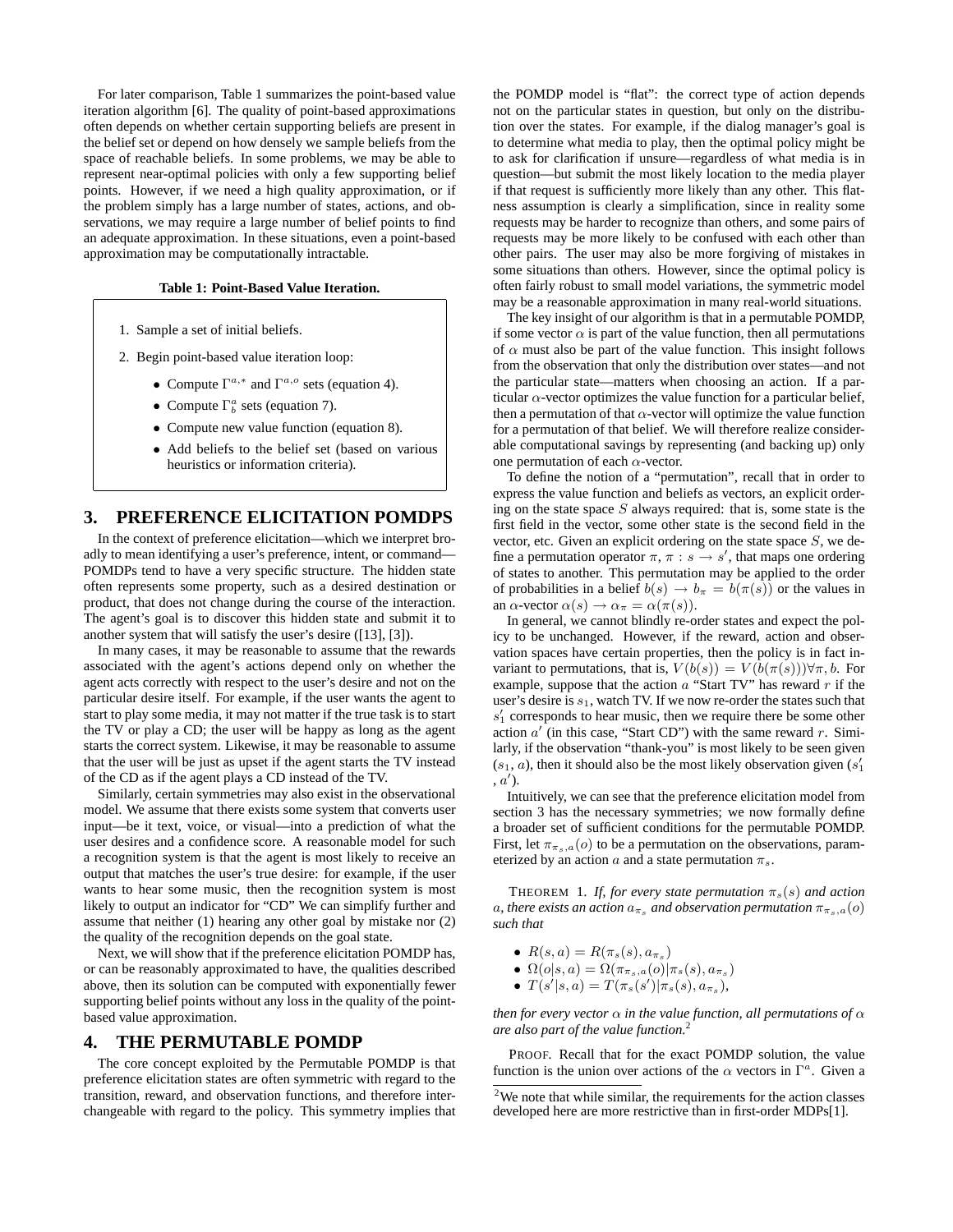For later comparison, Table 1 summarizes the point-based value iteration algorithm [6]. The quality of point-based approximations often depends on whether certain supporting beliefs are present in the belief set or depend on how densely we sample beliefs from the space of reachable beliefs. In some problems, we may be able to represent near-optimal policies with only a few supporting belief points. However, if we need a high quality approximation, or if the problem simply has a large number of states, actions, and observations, we may require a large number of belief points to find an adequate approximation. In these situations, even a point-based approximation may be computationally intractable.

**Table 1: Point-Based Value Iteration.**

1. Sample a set of initial beliefs.
2. Begin point-based value iteration loop:
   - Compute $\Gamma^{a,*}$ and $\Gamma^{a,o}$ sets (equation 4).
   - Compute $\Gamma^a_b$ sets (equation 7).
   - Compute new value function (equation 8).
   - Add beliefs to the belief set (based on various heuristics or information criteria).

## 3. PREFERENCE ELICITATION POMDPS

In the context of preference elicitation—which we interpret broadly to mean identifying a user's preference, intent, or command—POMDPs tend to have a very specific structure. The hidden state often represents some property, such as a desired destination or product, that does not change during the course of the interaction. The agent's goal is to discover this hidden state and submit it to another system that will satisfy the user's desire ([13], [3]).

In many cases, it may be reasonable to assume that the rewards associated with the agent's actions depend only on whether the agent acts correctly with respect to the user's desire and not on the particular desire itself. For example, if the user wants the agent to start to play some media, it may not matter if the true task is to start the TV or play a CD; the user will be happy as long as the agent starts the correct system. Likewise, it may be reasonable to assume that the user will be just as upset if the agent starts the TV instead of the CD as if the agent plays a CD instead of the TV.

Similarly, certain symmetries may also exist in the observational model. We assume that there exists some system that converts user input—be it text, voice, or visual—into a prediction of what the user desires and a confidence score. A reasonable model for such a recognition system is that the agent is most likely to receive an output that matches the user's true desire: for example, if the user wants to hear some music, then the recognition system is most likely to output an indicator for "CD" We can simplify further and assume that neither (1) hearing any other goal by mistake nor (2) the quality of the recognition depends on the goal state.

Next, we will show that if the preference elicitation POMDP has, or can be reasonably approximated to have, the qualities described above, then its solution can be computed with exponentially fewer supporting belief points without any loss in the quality of the point-based value approximation.

## 4. THE PERMUTABLE POMDP

The core concept exploited by the Permutable POMDP is that preference elicitation states are often symmetric with regard to the transition, reward, and observation functions, and therefore interchangeable with regard to the policy. This symmetry implies that the POMDP model is "flat": the correct type of action depends not on the particular states in question, but only on the distribution over the states. For example, if the dialog manager's goal is to determine what media to play, then the optimal policy might be to ask for clarification if unsure—regardless of what media is in question—but submit the most likely location to the media player if that request is sufficiently more likely than any other. This flatness assumption is clearly a simplification, since in reality some requests may be harder to recognize than others, and some pairs of requests may be more likely to be confused with each other than other pairs. The user may also be more forgiving of mistakes in some situations than others. However, since the optimal policy is often fairly robust to small model variations, the symmetric model may be a reasonable approximation in many real-world situations.

The key insight of our algorithm is that in a permutable POMDP, if some vector $\alpha$ is part of the value function, then all permutations of $\alpha$ must also be part of the value function. This insight follows from the observation that only the distribution over states—and not the particular state—matters when choosing an action. If a particular $\alpha$-vector optimizes the value function for a particular belief, then a permutation of that $\alpha$-vector will optimize the value function for a permutation of that belief. We will therefore realize considerable computational savings by representing (and backing up) only one permutation of each $\alpha$-vector.

To define the notion of a "permutation", recall that in order to express the value function and beliefs as vectors, an explicit ordering on the state space $S$ always required: that is, some state is the first field in the vector, some other state is the second field in the vector, etc. Given an explicit ordering on the state space $S$, we define a permutation operator $\pi$, $\pi : s \to s'$, that maps one ordering of states to another. This permutation may be applied to the order of probabilities in a belief $b(s) \to b_\pi = b(\pi(s))$ or the values in an $\alpha$-vector $\alpha(s) \to \alpha_\pi = \alpha(\pi(s))$.

In general, we cannot blindly re-order states and expect the policy to be unchanged. However, if the reward, action and observation spaces have certain properties, then the policy is in fact invariant to permutations, that is, $V(b(s)) = V(b(\pi(s)))\forall\pi, b$. For example, suppose that the action $a$ "Start TV" has reward $r$ if the user's desire is $s_1$, watch TV. If we now re-order the states such that $s'_1$ corresponds to hear music, then we require there be some other action $a'$ (in this case, "Start CD") with the same reward $r$. Similarly, if the observation "thank-you" is most likely to be seen given ($s_1$, $a$), then it should also be the most likely observation given ($s'_1$ , $a'$).

Intuitively, we can see that the preference elicitation model from section 3 has the necessary symmetries; we now formally define a broader set of sufficient conditions for the permutable POMDP. First, let $\pi_{\pi_s,a}(o)$ to be a permutation on the observations, parameterized by an action $a$ and a state permutation $\pi_s$.

THEOREM 1. *If, for every state permutation $\pi_s(s)$ and action $a$, there exists an action $a_{\pi_s}$ and observation permutation $\pi_{\pi_s,a}(o)$ such that*

- $R(s, a) = R(\pi_s(s), a_{\pi_s})$
- $\Omega(o|s, a) = \Omega(\pi_{\pi_s,a}(o)|\pi_s(s), a_{\pi_s})$
- $T(s'|s, a) = T(\pi_s(s')|\pi_s(s), a_{\pi_s})$,

*then for every vector $\alpha$ in the value function, all permutations of $\alpha$ are also part of the value function.*[2]

PROOF. Recall that for the exact POMDP solution, the value function is the union over actions of the $\alpha$ vectors in $\Gamma^a$. Given a

[2]We note that while similar, the requirements for the action classes developed here are more restrictive than in first-order MDPs[1].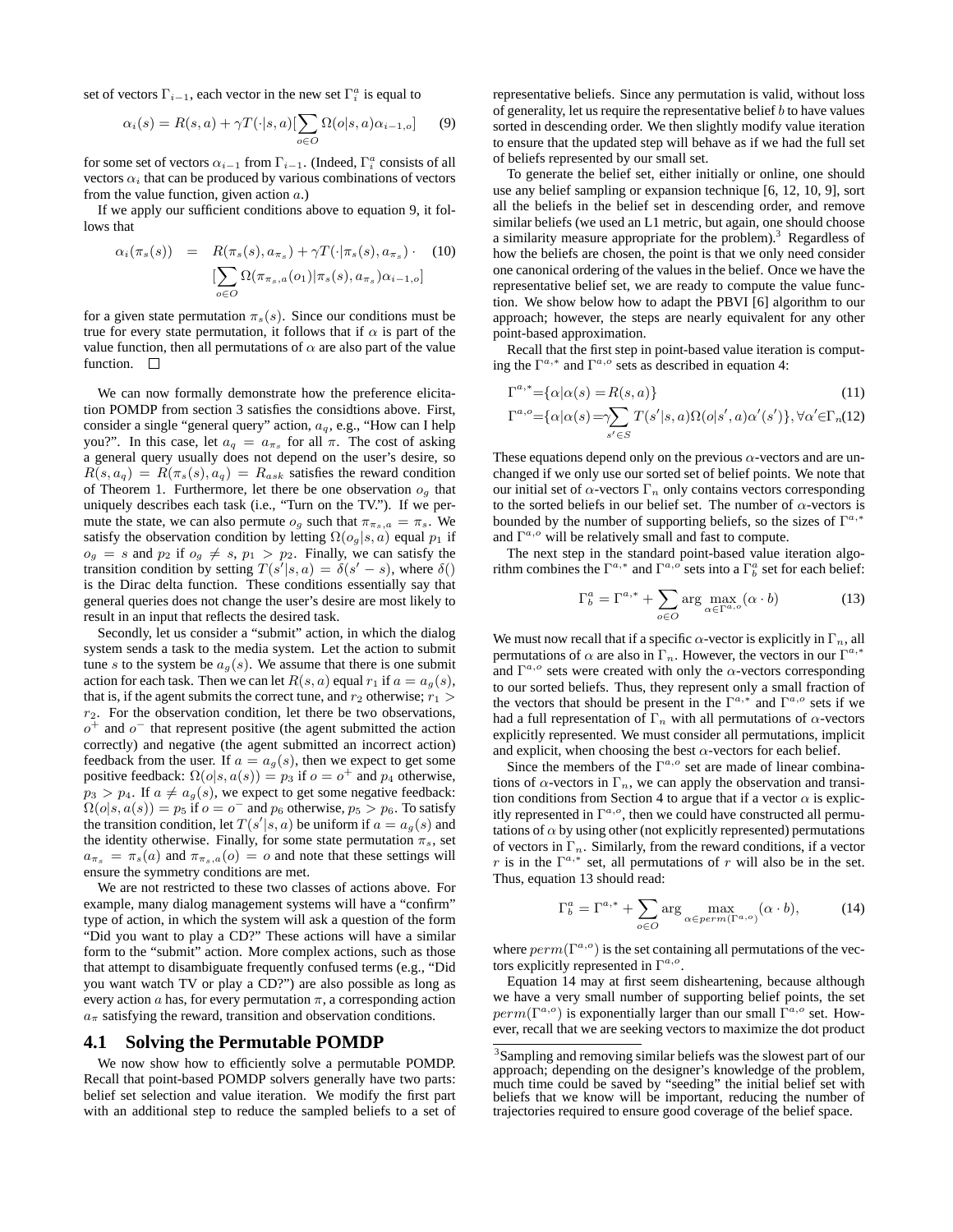set of vectors $\Gamma_{i-1}$, each vector in the new set $\Gamma_i^a$ is equal to

$$\alpha_i(s) = R(s,a) + \gamma T(\cdot|s,a)[\sum_{o \in O} \Omega(o|s,a)\alpha_{i-1,o}] \quad (9)$$

for some set of vectors $\alpha_{i-1}$ from $\Gamma_{i-1}$. (Indeed, $\Gamma_i^a$ consists of all vectors $\alpha_i$ that can be produced by various combinations of vectors from the value function, given action $a$.)

If we apply our sufficient conditions above to equation 9, it follows that

$$\begin{aligned} \alpha_i(\pi_s(s)) &= R(\pi_s(s), a_{\pi_s}) + \gamma T(\cdot|\pi_s(s), a_{\pi_s}) \cdot \quad (10) \\ & [\sum_{o \in O} \Omega(\pi_{\pi_s,a}(o_1)|\pi_s(s), a_{\pi_s})\alpha_{i-1,o}] \end{aligned}$$

for a given state permutation $\pi_s(s)$. Since our conditions must be true for every state permutation, it follows that if $\alpha$ is part of the value function, then all permutations of $\alpha$ are also part of the value function. □

We can now formally demonstrate how the preference elicitation POMDP from section 3 satisfies the considtions above. First, consider a single "general query" action, $a_q$, e.g., "How can I help you?". In this case, let $a_q = a_{\pi_s}$ for all $\pi$. The cost of asking a general query usually does not depend on the user's desire, so $R(s, a_q) = R(\pi_s(s), a_q) = R_{ask}$ satisfies the reward condition of Theorem 1. Furthermore, let there be one observation $o_g$ that uniquely describes each task (i.e., "Turn on the TV."). If we permute the state, we can also permute $o_g$ such that $\pi_{\pi_s,a} = \pi_s$. We satisfy the observation condition by letting $\Omega(o_g|s,a)$ equal $p_1$ if $o_g = s$ and $p_2$ if $o_g \neq s$, $p_1 > p_2$. Finally, we can satisfy the transition condition by setting $T(s'|s,a) = \delta(s' - s)$, where $\delta()$ is the Dirac delta function. These conditions essentially say that general queries does not change the user's desire are most likely to result in an input that reflects the desired task.

Secondly, let us consider a "submit" action, in which the dialog system sends a task to the media system. Let the action to submit tune $s$ to the system be $a_g(s)$. We assume that there is one submit action for each task. Then we can let $R(s,a)$ equal $r_1$ if $a = a_g(s)$, that is, if the agent submits the correct tune, and $r_2$ otherwise; $r_1 > r_2$. For the observation condition, let there be two observations, $o^+$ and $o^-$ that represent positive (the agent submitted the action correctly) and negative (the agent submitted an incorrect action) feedback from the user. If $a = a_g(s)$, then we expect to get some positive feedback: $\Omega(o|s, a(s)) = p_3$ if $o = o^+$ and $p_4$ otherwise, $p_3 > p_4$. If $a \neq a_g(s)$, we expect to get some negative feedback: $\Omega(o|s, a(s)) = p_5$ if $o = o^-$ and $p_6$ otherwise, $p_5 > p_6$. To satisfy the transition condition, let $T(s'|s,a)$ be uniform if $a = a_g(s)$ and the identity otherwise. Finally, for some state permutation $\pi_s$, set $a_{\pi_s} = \pi_s(a)$ and $\pi_{\pi_s,a}(o) = o$ and note that these settings will ensure the symmetry conditions are met.

We are not restricted to these two classes of actions above. For example, many dialog management systems will have a "confirm" type of action, in which the system will ask a question of the form "Did you want to play a CD?" These actions will have a similar form to the "submit" action. More complex actions, such as those that attempt to disambiguate frequently confused terms (e.g., "Did you want watch TV or play a CD?") are also possible as long as every action $a$ has, for every permutation $\pi$, a corresponding action $a_\pi$ satisfying the reward, transition and observation conditions.

## 4.1 Solving the Permutable POMDP

We now show how to efficiently solve a permutable POMDP. Recall that point-based POMDP solvers generally have two parts: belief set selection and value iteration. We modify the first part with an additional step to reduce the sampled beliefs to a set of representative beliefs. Since any permutation is valid, without loss of generality, let us require the representative belief $b$ to have values sorted in descending order. We then slightly modify value iteration to ensure that the updated step will behave as if we had the full set of beliefs represented by our small set.

To generate the belief set, either initially or online, one should use any belief sampling or expansion technique [6, 12, 10, 9], sort all the beliefs in the belief set in descending order, and remove similar beliefs (we used an L1 metric, but again, one should choose a similarity measure appropriate for the problem).[3] Regardless of how the beliefs are chosen, the point is that we only need consider one canonical ordering of the values in the belief. Once we have the representative belief set, we are ready to compute the value function. We show below how to adapt the PBVI [6] algorithm to our approach; however, the steps are nearly equivalent for any other point-based approximation.

Recall that the first step in point-based value iteration is computing the $\Gamma^{a,*}$ and $\Gamma^{a,o}$ sets as described in equation 4:

$$\Gamma^{a,*} = \{\alpha | \alpha(s) = R(s,a)\} \quad (11)$$

$$\Gamma^{a,o} = \{\alpha | \alpha(s) = \gamma \sum_{s' \in S} T(s'|s,a)\Omega(o|s',a)\alpha'(s')\}, \forall \alpha' \in \Gamma_n \quad (12)$$

These equations depend only on the previous $\alpha$-vectors and are unchanged if we only use our sorted set of belief points. We note that our initial set of $\alpha$-vectors $\Gamma_n$ only contains vectors corresponding to the sorted beliefs in our belief set. The number of $\alpha$-vectors is bounded by the number of supporting beliefs, so the sizes of $\Gamma^{a,*}$ and $\Gamma^{a,o}$ will be relatively small and fast to compute.

The next step in the standard point-based value iteration algorithm combines the $\Gamma^{a,*}$ and $\Gamma^{a,o}$ sets into a $\Gamma_b^a$ set for each belief:

$$\Gamma_b^a = \Gamma^{a,*} + \sum_{o \in O} \arg\max_{\alpha \in \Gamma^{a,o}} (\alpha \cdot b) \quad (13)$$

We must now recall that if a specific $\alpha$-vector is explicitly in $\Gamma_n$, all permutations of $\alpha$ are also in $\Gamma_n$. However, the vectors in our $\Gamma^{a,*}$ and $\Gamma^{a,o}$ sets were created with only the $\alpha$-vectors corresponding to our sorted beliefs. Thus, they represent only a small fraction of the vectors that should be present in the $\Gamma^{a,*}$ and $\Gamma^{a,o}$ sets if we had a full representation of $\Gamma_n$ with all permutations of $\alpha$-vectors explicitly represented. We must consider all permutations, implicit and explicit, when choosing the best $\alpha$-vectors for each belief.

Since the members of the $\Gamma^{a,o}$ set are made of linear combinations of $\alpha$-vectors in $\Gamma_n$, we can apply the observation and transition conditions from Section 4 to argue that if a vector $\alpha$ is explicitly represented in $\Gamma^{a,o}$, then we could have constructed all permutations of $\alpha$ by using other (not explicitly represented) permutations of vectors in $\Gamma_n$. Similarly, from the reward conditions, if a vector $r$ is in the $\Gamma^{a,*}$ set, all permutations of $r$ will also be in the set. Thus, equation 13 should read:

$$\Gamma_b^a = \Gamma^{a,*} + \sum_{o \in O} \arg\max_{\alpha \in perm(\Gamma^{a,o})} (\alpha \cdot b), \quad (14)$$

where $perm(\Gamma^{a,o})$ is the set containing all permutations of the vectors explicitly represented in $\Gamma^{a,o}$.

Equation 14 may at first seem disheartening, because although we have a very small number of supporting belief points, the set $perm(\Gamma^{a,o})$ is exponentially larger than our small $\Gamma^{a,o}$ set. However, recall that we are seeking vectors to maximize the dot product

[3] Sampling and removing similar beliefs was the slowest part of our approach; depending on the designer's knowledge of the problem, much time could be saved by "seeding" the initial belief set with beliefs that we know will be important, reducing the number of trajectories required to ensure good coverage of the belief space.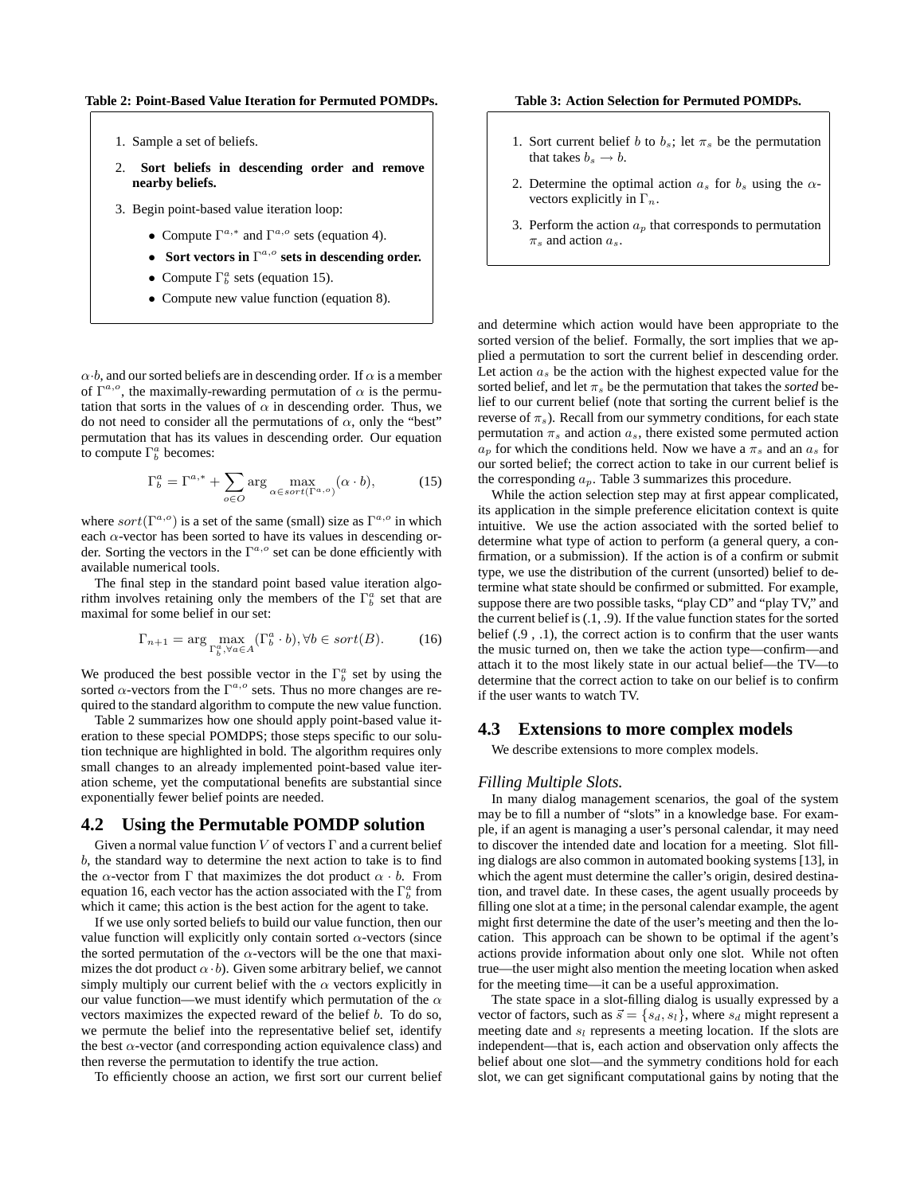**Table 2: Point-Based Value Iteration for Permuted POMDPs.**

1. Sample a set of beliefs.
2. **Sort beliefs in descending order and remove nearby beliefs.**
3. Begin point-based value iteration loop:
   - Compute $\Gamma^{a,*}$ and $\Gamma^{a,o}$ sets (equation 4).
   - **Sort vectors in $\Gamma^{a,o}$ sets in descending order.**
   - Compute $\Gamma_b^a$ sets (equation 15).
   - Compute new value function (equation 8).

$\alpha \cdot b$, and our sorted beliefs are in descending order. If $\alpha$ is a member of $\Gamma^{a,o}$, the maximally-rewarding permutation of $\alpha$ is the permutation that sorts in the values of $\alpha$ in descending order. Thus, we do not need to consider all the permutations of $\alpha$, only the "best" permutation that has its values in descending order. Our equation to compute $\Gamma_b^a$ becomes:

$$\Gamma_b^a = \Gamma^{a,*} + \sum_{o \in O} \arg \max_{\alpha \in sort(\Gamma^{a,o})} (\alpha \cdot b), \tag{15}$$

where $sort(\Gamma^{a,o})$ is a set of the same (small) size as $\Gamma^{a,o}$ in which each $\alpha$-vector has been sorted to have its values in descending order. Sorting the vectors in the $\Gamma^{a,o}$ set can be done efficiently with available numerical tools.

The final step in the standard point based value iteration algorithm involves retaining only the members of the $\Gamma_b^a$ set that are maximal for some belief in our set:

$$\Gamma_{n+1} = \arg \max_{\Gamma_b^a, \forall a \in A} (\Gamma_b^a \cdot b), \forall b \in sort(B). \tag{16}$$

We produced the best possible vector in the $\Gamma_b^a$ set by using the sorted $\alpha$-vectors from the $\Gamma^{a,o}$ sets. Thus no more changes are required to the standard algorithm to compute the new value function.

Table 2 summarizes how one should apply point-based value iteration to these special POMDPS; those steps specific to our solution technique are highlighted in bold. The algorithm requires only small changes to an already implemented point-based value iteration scheme, yet the computational benefits are substantial since exponentially fewer belief points are needed.

## 4.2 Using the Permutable POMDP solution

Given a normal value function $V$ of vectors $\Gamma$ and a current belief $b$, the standard way to determine the next action to take is to find the $\alpha$-vector from $\Gamma$ that maximizes the dot product $\alpha \cdot b$. From equation 16, each vector has the action associated with the $\Gamma_b^a$ from which it came; this action is the best action for the agent to take.

If we use only sorted beliefs to build our value function, then our value function will explicitly only contain sorted $\alpha$-vectors (since the sorted permutation of the $\alpha$-vectors will be the one that maximizes the dot product $\alpha \cdot b$). Given some arbitrary belief, we cannot simply multiply our current belief with the $\alpha$ vectors explicitly in our value function—we must identify which permutation of the $\alpha$ vectors maximizes the expected reward of the belief $b$. To do so, we permute the belief into the representative belief set, identify the best $\alpha$-vector (and corresponding action equivalence class) and then reverse the permutation to identify the true action.

To efficiently choose an action, we first sort our current belief

**Table 3: Action Selection for Permuted POMDPs.**

1. Sort current belief $b$ to $b_s$; let $\pi_s$ be the permutation that takes $b_s \rightarrow b$.
2. Determine the optimal action $a_s$ for $b_s$ using the $\alpha$-vectors explicitly in $\Gamma_n$.
3. Perform the action $a_p$ that corresponds to permutation $\pi_s$ and action $a_s$.

and determine which action would have been appropriate to the sorted version of the belief. Formally, the sort implies that we applied a permutation to sort the current belief in descending order. Let action $a_s$ be the action with the highest expected value for the sorted belief, and let $\pi_s$ be the permutation that takes the *sorted* belief to our current belief (note that sorting the current belief is the reverse of $\pi_s$). Recall from our symmetry conditions, for each state permutation $\pi_s$ and action $a_s$, there existed some permuted action $a_p$ for which the conditions held. Now we have a $\pi_s$ and an $a_s$ for our sorted belief; the correct action to take in our current belief is the corresponding $a_p$. Table 3 summarizes this procedure.

While the action selection step may at first appear complicated, its application in the simple preference elicitation context is quite intuitive. We use the action associated with the sorted belief to determine what type of action to perform (a general query, a confirmation, or a submission). If the action is of a confirm or submit type, we use the distribution of the current (unsorted) belief to determine what state should be confirmed or submitted. For example, suppose there are two possible tasks, "play CD" and "play TV," and the current belief is (.1, .9). If the value function states for the sorted belief (.9 , .1), the correct action is to confirm that the user wants the music turned on, then we take the action type—confirm—and attach it to the most likely state in our actual belief—the TV—to determine that the correct action to take on our belief is to confirm if the user wants to watch TV.

## 4.3 Extensions to more complex models

We describe extensions to more complex models.

### *Filling Multiple Slots.*

In many dialog management scenarios, the goal of the system may be to fill a number of "slots" in a knowledge base. For example, if an agent is managing a user's personal calendar, it may need to discover the intended date and location for a meeting. Slot filling dialogs are also common in automated booking systems [13], in which the agent must determine the caller's origin, desired destination, and travel date. In these cases, the agent usually proceeds by filling one slot at a time; in the personal calendar example, the agent might first determine the date of the user's meeting and then the location. This approach can be shown to be optimal if the agent's actions provide information about only one slot. While not often true—the user might also mention the meeting location when asked for the meeting time—it can be a useful approximation.

The state space in a slot-filling dialog is usually expressed by a vector of factors, such as $\vec{s} = \{s_d, s_l\}$, where $s_d$ might represent a meeting date and $s_l$ represents a meeting location. If the slots are independent—that is, each action and observation only affects the belief about one slot—and the symmetry conditions hold for each slot, we can get significant computational gains by noting that the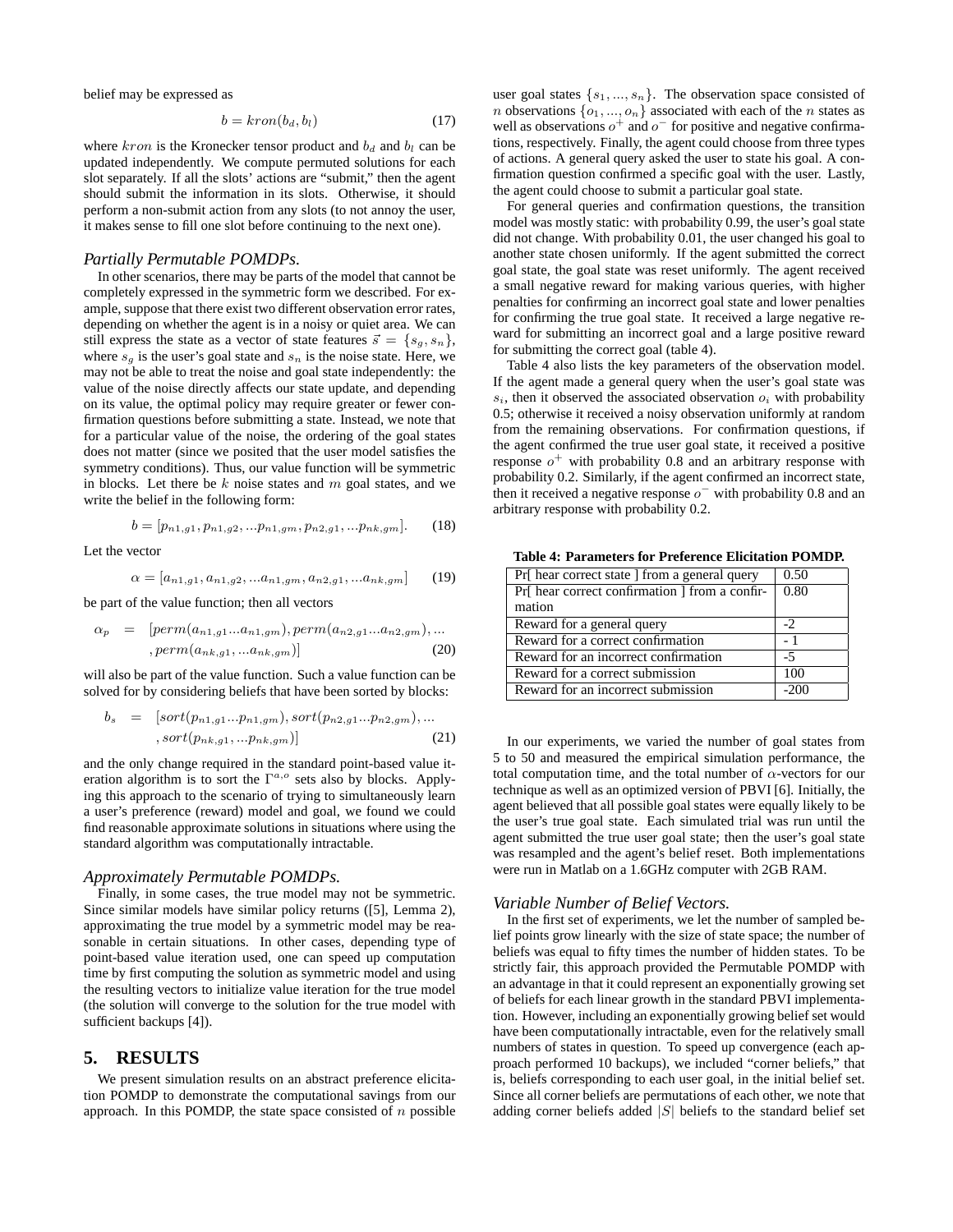belief may be expressed as

$$b = kron(b_d, b_l) \tag{17}$$

where $kron$ is the Kronecker tensor product and $b_d$ and $b_l$ can be updated independently. We compute permuted solutions for each slot separately. If all the slots' actions are "submit," then the agent should submit the information in its slots. Otherwise, it should perform a non-submit action from any slots (to not annoy the user, it makes sense to fill one slot before continuing to the next one).

### *Partially Permutable POMDPs.*

In other scenarios, there may be parts of the model that cannot be completely expressed in the symmetric form we described. For example, suppose that there exist two different observation error rates, depending on whether the agent is in a noisy or quiet area. We can still express the state as a vector of state features $\vec{s} = \{s_g, s_n\}$, where $s_g$ is the user's goal state and $s_n$ is the noise state. Here, we may not be able to treat the noise and goal state independently: the value of the noise directly affects our state update, and depending on its value, the optimal policy may require greater or fewer confirmation questions before submitting a state. Instead, we note that for a particular value of the noise, the ordering of the goal states does not matter (since we posited that the user model satisfies the symmetry conditions). Thus, our value function will be symmetric in blocks. Let there be $k$ noise states and $m$ goal states, and we write the belief in the following form:

$$b = [p_{n1,g1}, p_{n1,g2}, ...p_{n1,gm}, p_{n2,g1}, ...p_{nk,gm}]. \tag{18}$$

Let the vector

$$\alpha = [a_{n1,g1}, a_{n1,g2}, ...a_{n1,gm}, a_{n2,g1}, ...a_{nk,gm}] \tag{19}$$

be part of the value function; then all vectors

$$\begin{aligned} \alpha_p \;=\; & [perm(a_{n1,g1}...a_{n1,gm}), perm(a_{n2,g1}...a_{n2,gm}), ... \\ & , perm(a_{nk,g1}, ...a_{nk,gm})] \end{aligned} \tag{20}$$

will also be part of the value function. Such a value function can be solved for by considering beliefs that have been sorted by blocks:

$$\begin{aligned} b_s \;=\; & [sort(p_{n1,g1}...p_{n1,gm}), sort(p_{n2,g1}...p_{n2,gm}), ... \\ & , sort(p_{nk,g1}, ...p_{nk,gm})] \end{aligned} \tag{21}$$

and the only change required in the standard point-based value iteration algorithm is to sort the $\Gamma^{a,o}$ sets also by blocks. Applying this approach to the scenario of trying to simultaneously learn a user's preference (reward) model and goal, we found we could find reasonable approximate solutions in situations where using the standard algorithm was computationally intractable.

### *Approximately Permutable POMDPs.*

Finally, in some cases, the true model may not be symmetric. Since similar models have similar policy returns ([5], Lemma 2), approximating the true model by a symmetric model may be reasonable in certain situations. In other cases, depending type of point-based value iteration used, one can speed up computation time by first computing the solution as symmetric model and using the resulting vectors to initialize value iteration for the true model (the solution will converge to the solution for the true model with sufficient backups [4]).

## 5. RESULTS

We present simulation results on an abstract preference elicitation POMDP to demonstrate the computational savings from our approach. In this POMDP, the state space consisted of $n$ possible user goal states $\{s_1, ..., s_n\}$. The observation space consisted of $n$ observations $\{o_1, ..., o_n\}$ associated with each of the $n$ states as well as observations $o^+$ and $o^-$ for positive and negative confirmations, respectively. Finally, the agent could choose from three types of actions. A general query asked the user to state his goal. A confirmation question confirmed a specific goal with the user. Lastly, the agent could choose to submit a particular goal state.

For general queries and confirmation questions, the transition model was mostly static: with probability 0.99, the user's goal state did not change. With probability 0.01, the user changed his goal to another state chosen uniformly. If the agent submitted the correct goal state, the goal state was reset uniformly. The agent received a small negative reward for making various queries, with higher penalties for confirming an incorrect goal state and lower penalties for confirming the true goal state. It received a large negative reward for submitting an incorrect goal and a large positive reward for submitting the correct goal (table 4).

Table 4 also lists the key parameters of the observation model. If the agent made a general query when the user's goal state was $s_i$, then it observed the associated observation $o_i$ with probability 0.5; otherwise it received a noisy observation uniformly at random from the remaining observations. For confirmation questions, if the agent confirmed the true user goal state, it received a positive response $o^+$ with probability 0.8 and an arbitrary response with probability 0.2. Similarly, if the agent confirmed an incorrect state, then it received a negative response $o^-$ with probability 0.8 and an arbitrary response with probability 0.2.

**Table 4: Parameters for Preference Elicitation POMDP.**

| Parameter | Value |
|---|---|
| Pr[ hear correct state ] from a general query | 0.50 |
| Pr[ hear correct confirmation ] from a confirmation | 0.80 |
| Reward for a general query | -2 |
| Reward for a correct confirmation | - 1 |
| Reward for an incorrect confirmation | -5 |
| Reward for a correct submission | 100 |
| Reward for an incorrect submission | -200 |

In our experiments, we varied the number of goal states from 5 to 50 and measured the empirical simulation performance, the total computation time, and the total number of $\alpha$-vectors for our technique as well as an optimized version of PBVI [6]. Initially, the agent believed that all possible goal states were equally likely to be the user's true goal state. Each simulated trial was run until the agent submitted the true user goal state; then the user's goal state was resampled and the agent's belief reset. Both implementations were run in Matlab on a 1.6GHz computer with 2GB RAM.

### *Variable Number of Belief Vectors.*

In the first set of experiments, we let the number of sampled belief points grow linearly with the size of state space; the number of beliefs was equal to fifty times the number of hidden states. To be strictly fair, this approach provided the Permutable POMDP with an advantage in that it could represent an exponentially growing set of beliefs for each linear growth in the standard PBVI implementation. However, including an exponentially growing belief set would have been computationally intractable, even for the relatively small numbers of states in question. To speed up convergence (each approach performed 10 backups), we included "corner beliefs," that is, beliefs corresponding to each user goal, in the initial belief set. Since all corner beliefs are permutations of each other, we note that adding corner beliefs added $|S|$ beliefs to the standard belief set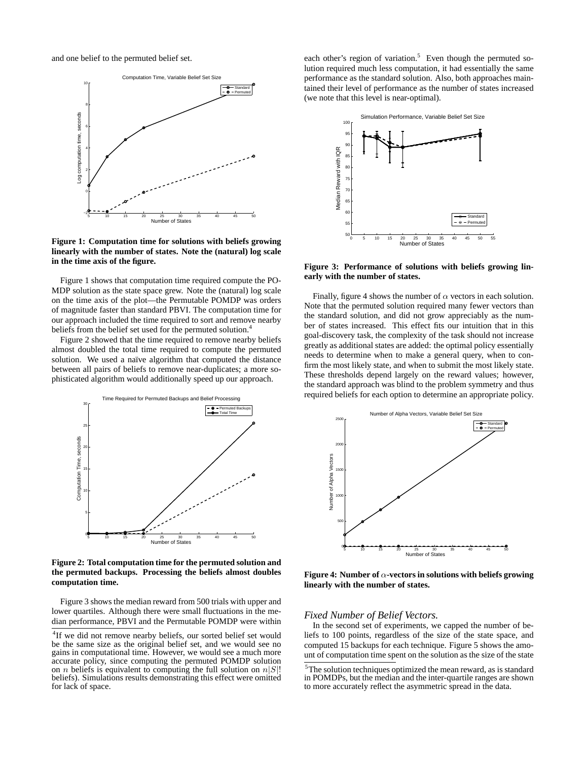and one belief to the permuted belief set.

**Figure 1: Computation time for solutions with beliefs growing linearly with the number of states. Note the (natural) log scale in the time axis of the figure.**

Figure 1 shows that computation time required compute the POMDP solution as the state space grew. Note the (natural) log scale on the time axis of the plot—the Permutable POMDP was orders of magnitude faster than standard PBVI. The computation time for our approach included the time required to sort and remove nearby beliefs from the belief set used for the permuted solution.[4]

Figure 2 showed that the time required to remove nearby beliefs almost doubled the total time required to compute the permuted solution. We used a naïve algorithm that computed the distance between all pairs of beliefs to remove near-duplicates; a more sophisticated algorithm would additionally speed up our approach.

**Figure 2: Total computation time for the permuted solution and the permuted backups. Processing the beliefs almost doubles computation time.**

Figure 3 shows the median reward from 500 trials with upper and lower quartiles. Although there were small fluctuations in the median performance, PBVI and the Permutable POMDP were within each other's region of variation.[5] Even though the permuted solution required much less computation, it had essentially the same performance as the standard solution. Also, both approaches maintained their level of performance as the number of states increased (we note that this level is near-optimal).

**Figure 3: Performance of solutions with beliefs growing linearly with the number of states.**

Finally, figure 4 shows the number of $\alpha$ vectors in each solution. Note that the permuted solution required many fewer vectors than the standard solution, and did not grow appreciably as the number of states increased. This effect fits our intuition that in this goal-discovery task, the complexity of the task should not increase greatly as additional states are added: the optimal policy essentially needs to determine when to make a general query, when to confirm the most likely state, and when to submit the most likely state. These thresholds depend largely on the reward values; however, the standard approach was blind to the problem symmetry and thus required beliefs for each option to determine an appropriate policy.

**Figure 4: Number of $\alpha$-vectors in solutions with beliefs growing linearly with the number of states.**

### *Fixed Number of Belief Vectors.*

In the second set of experiments, we capped the number of beliefs to 100 points, regardless of the size of the state space, and computed 15 backups for each technique. Figure 5 shows the amount of computation time spent on the solution as the size of the state

---

[4] If we did not remove nearby beliefs, our sorted belief set would be the same size as the original belief set, and we would see no gains in computational time. However, we would see a much more accurate policy, since computing the permuted POMDP solution on $n$ beliefs is equivalent to computing the full solution on $n|S|!$ beliefs). Simulations results demonstrating this effect were omitted for lack of space.

[5] The solution techniques optimized the mean reward, as is standard in POMDPs, but the median and the inter-quartile ranges are shown to more accurately reflect the asymmetric spread in the data.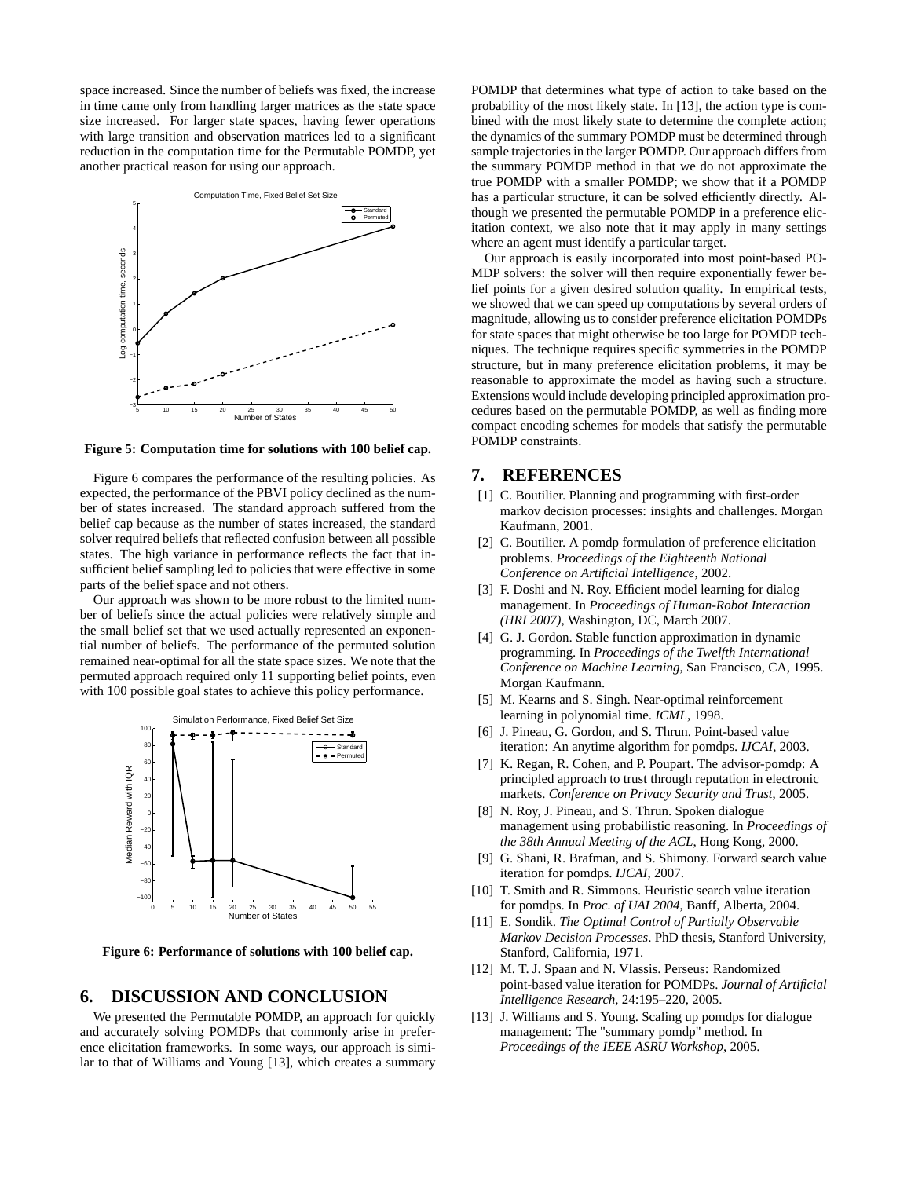space increased. Since the number of beliefs was fixed, the increase in time came only from handling larger matrices as the state space size increased. For larger state spaces, having fewer operations with large transition and observation matrices led to a significant reduction in the computation time for the Permutable POMDP, yet another practical reason for using our approach.

Computation Time, Fixed Belief Set Size

Standard
Permuted

Log computation time, seconds

5
4
3
2
1
0
−1
−2
−3

5 10 15 20 25 30 35 40 45 50

Number of States

**Figure 5: Computation time for solutions with 100 belief cap.**

Figure 6 compares the performance of the resulting policies. As expected, the performance of the PBVI policy declined as the number of states increased. The standard approach suffered from the belief cap because as the number of states increased, the standard solver required beliefs that reflected confusion between all possible states. The high variance in performance reflects the fact that insufficient belief sampling led to policies that were effective in some parts of the belief space and not others.

Our approach was shown to be more robust to the limited number of beliefs since the actual policies were relatively simple and the small belief set that we used actually represented an exponential number of beliefs. The performance of the permuted solution remained near-optimal for all the state space sizes. We note that the permuted approach required only 11 supporting belief points, even with 100 possible goal states to achieve this policy performance.

Simulation Performance, Fixed Belief Set Size

Standard
Permuted

Median Reward with IQR

100
80
60
40
20
0
−20
−40
−60
−80
−100

0 5 10 15 20 25 30 35 40 45 50 55

Number of States

**Figure 6: Performance of solutions with 100 belief cap.**

## 6. DISCUSSION AND CONCLUSION

We presented the Permutable POMDP, an approach for quickly and accurately solving POMDPs that commonly arise in preference elicitation frameworks. In some ways, our approach is similar to that of Williams and Young [13], which creates a summary POMDP that determines what type of action to take based on the probability of the most likely state. In [13], the action type is combined with the most likely state to determine the complete action; the dynamics of the summary POMDP must be determined through sample trajectories in the larger POMDP. Our approach differs from the summary POMDP method in that we do not approximate the true POMDP with a smaller POMDP; we show that if a POMDP has a particular structure, it can be solved efficiently directly. Although we presented the permutable POMDP in a preference elicitation context, we also note that it may apply in many settings where an agent must identify a particular target.

Our approach is easily incorporated into most point-based POMDP solvers: the solver will then require exponentially fewer belief points for a given desired solution quality. In empirical tests, we showed that we can speed up computations by several orders of magnitude, allowing us to consider preference elicitation POMDPs for state spaces that might otherwise be too large for POMDP techniques. The technique requires specific symmetries in the POMDP structure, but in many preference elicitation problems, it may be reasonable to approximate the model as having such a structure. Extensions would include developing principled approximation procedures based on the permutable POMDP, as well as finding more compact encoding schemes for models that satisfy the permutable POMDP constraints.

## 7. REFERENCES

[1] C. Boutilier. Planning and programming with first-order markov decision processes: insights and challenges. Morgan Kaufmann, 2001.

[2] C. Boutilier. A pomdp formulation of preference elicitation problems. *Proceedings of the Eighteenth National Conference on Artificial Intelligence*, 2002.

[3] F. Doshi and N. Roy. Efficient model learning for dialog management. In *Proceedings of Human-Robot Interaction (HRI 2007)*, Washington, DC, March 2007.

[4] G. J. Gordon. Stable function approximation in dynamic programming. In *Proceedings of the Twelfth International Conference on Machine Learning*, San Francisco, CA, 1995. Morgan Kaufmann.

[5] M. Kearns and S. Singh. Near-optimal reinforcement learning in polynomial time. *ICML*, 1998.

[6] J. Pineau, G. Gordon, and S. Thrun. Point-based value iteration: An anytime algorithm for pomdps. *IJCAI*, 2003.

[7] K. Regan, R. Cohen, and P. Poupart. The advisor-pomdp: A principled approach to trust through reputation in electronic markets. *Conference on Privacy Security and Trust*, 2005.

[8] N. Roy, J. Pineau, and S. Thrun. Spoken dialogue management using probabilistic reasoning. In *Proceedings of the 38th Annual Meeting of the ACL*, Hong Kong, 2000.

[9] G. Shani, R. Brafman, and S. Shimony. Forward search value iteration for pomdps. *IJCAI*, 2007.

[10] T. Smith and R. Simmons. Heuristic search value iteration for pomdps. In *Proc. of UAI 2004*, Banff, Alberta, 2004.

[11] E. Sondik. *The Optimal Control of Partially Observable Markov Decision Processes*. PhD thesis, Stanford University, Stanford, California, 1971.

[12] M. T. J. Spaan and N. Vlassis. Perseus: Randomized point-based value iteration for POMDPs. *Journal of Artificial Intelligence Research*, 24:195–220, 2005.

[13] J. Williams and S. Young. Scaling up pomdps for dialogue management: The "summary pomdp" method. In *Proceedings of the IEEE ASRU Workshop*, 2005.